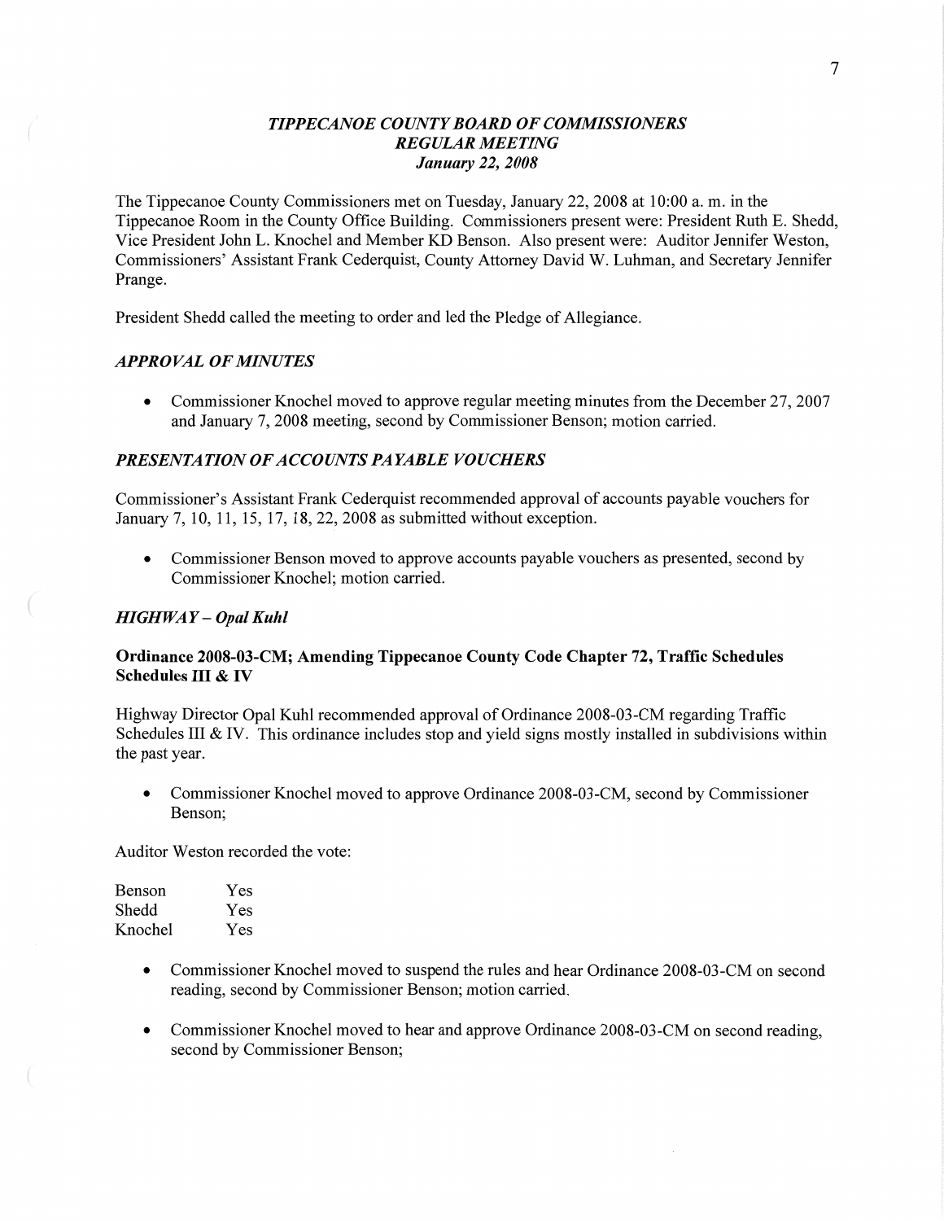# *TIPPECANOE COUNTY BOARD OF COMMISSIONERS*
## *REGULAR MEETING*
### *January 22, 2008*

The Tippecanoe County Commissioners met on Tuesday, January 22, 2008 at 10:00 a. m. in the Tippecanoe Room in the County Office Building. Commissioners present were: President Ruth E. Shedd, Vice President John L. Knochel and Member KD Benson. Also present were: Auditor Jennifer Weston, Commissioners' Assistant Frank Cederquist, County Attorney David W. Luhman, and Secretary Jennifer Prange.

President Shedd called the meeting to order and led the Pledge of Allegiance.

### *APPROVAL OF MINUTES*

- Commissioner Knochel moved to approve regular meeting minutes from the December 27, 2007 and January 7, 2008 meeting, second by Commissioner Benson; motion carried.

### *PRESENTATION OF ACCOUNTS PAYABLE VOUCHERS*

Commissioner's Assistant Frank Cederquist recommended approval of accounts payable vouchers for January 7, 10, 11, 15, 17, 18, 22, 2008 as submitted without exception.

- Commissioner Benson moved to approve accounts payable vouchers as presented, second by Commissioner Knochel; motion carried.

### *HIGHWAY – Opal Kuhl*

**Ordinance 2008-03-CM; Amending Tippecanoe County Code Chapter 72, Traffic Schedules Schedules III & IV**

Highway Director Opal Kuhl recommended approval of Ordinance 2008-03-CM regarding Traffic Schedules III & IV. This ordinance includes stop and yield signs mostly installed in subdivisions within the past year.

- Commissioner Knochel moved to approve Ordinance 2008-03-CM, second by Commissioner Benson;

Auditor Weston recorded the vote:

| | |
|---|---|
| Benson | Yes |
| Shedd | Yes |
| Knochel | Yes |

- Commissioner Knochel moved to suspend the rules and hear Ordinance 2008-03-CM on second reading, second by Commissioner Benson; motion carried.
- Commissioner Knochel moved to hear and approve Ordinance 2008-03-CM on second reading, second by Commissioner Benson;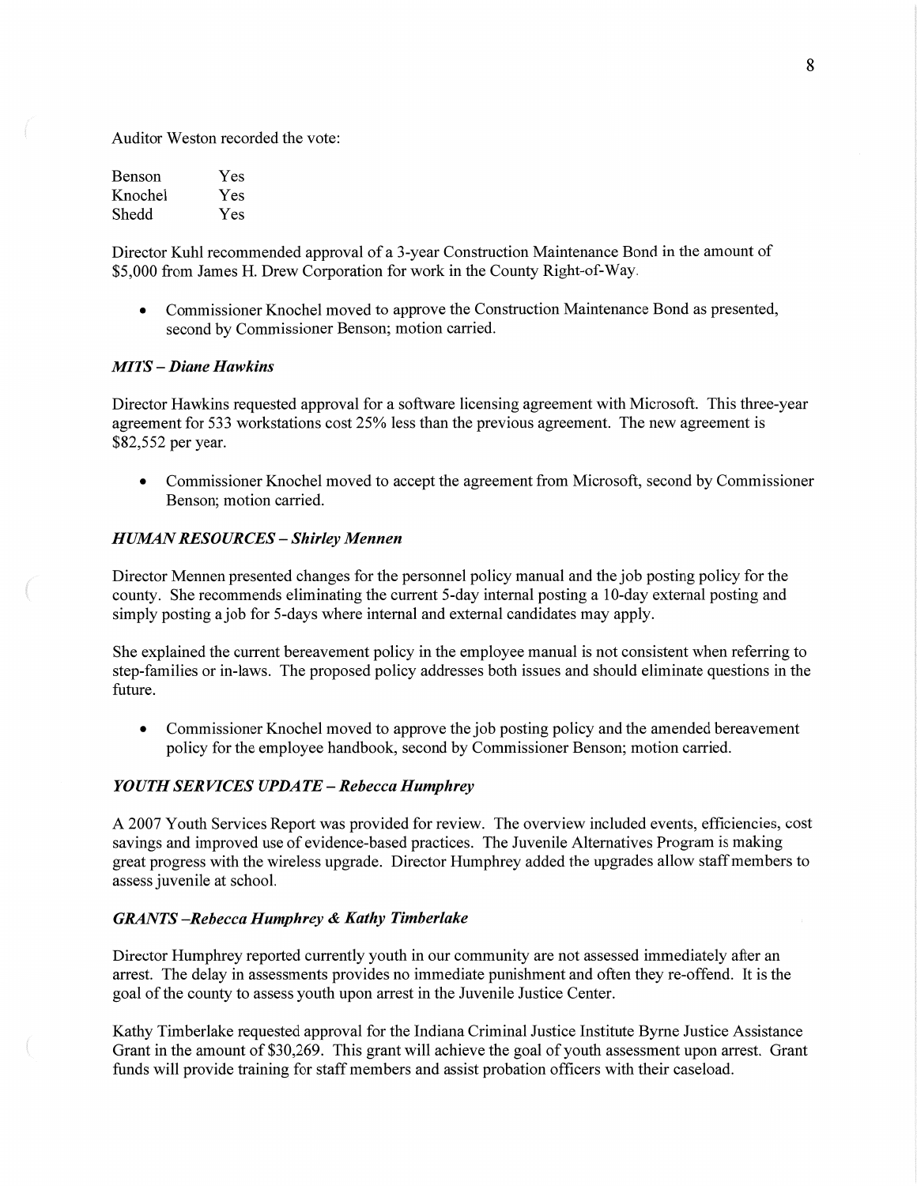Auditor Weston recorded the vote:

| Benson | Yes |
|---|---|
| Knochel | Yes |
| Shedd | Yes |

Director Kuhl recommended approval of a 3-year Construction Maintenance Bond in the amount of $5,000 from James H. Drew Corporation for work in the County Right-of-Way.

- Commissioner Knochel moved to approve the Construction Maintenance Bond as presented, second by Commissioner Benson; motion carried.

### *MITS – Diane Hawkins*

Director Hawkins requested approval for a software licensing agreement with Microsoft. This three-year agreement for 533 workstations cost 25% less than the previous agreement. The new agreement is $82,552 per year.

- Commissioner Knochel moved to accept the agreement from Microsoft, second by Commissioner Benson; motion carried.

### *HUMAN RESOURCES – Shirley Mennen*

Director Mennen presented changes for the personnel policy manual and the job posting policy for the county. She recommends eliminating the current 5-day internal posting a 10-day external posting and simply posting a job for 5-days where internal and external candidates may apply.

She explained the current bereavement policy in the employee manual is not consistent when referring to step-families or in-laws. The proposed policy addresses both issues and should eliminate questions in the future.

- Commissioner Knochel moved to approve the job posting policy and the amended bereavement policy for the employee handbook, second by Commissioner Benson; motion carried.

### *YOUTH SERVICES UPDATE – Rebecca Humphrey*

A 2007 Youth Services Report was provided for review. The overview included events, efficiencies, cost savings and improved use of evidence-based practices. The Juvenile Alternatives Program is making great progress with the wireless upgrade. Director Humphrey added the upgrades allow staff members to assess juvenile at school.

### *GRANTS –Rebecca Humphrey & Kathy Timberlake*

Director Humphrey reported currently youth in our community are not assessed immediately after an arrest. The delay in assessments provides no immediate punishment and often they re-offend. It is the goal of the county to assess youth upon arrest in the Juvenile Justice Center.

Kathy Timberlake requested approval for the Indiana Criminal Justice Institute Byrne Justice Assistance Grant in the amount of $30,269. This grant will achieve the goal of youth assessment upon arrest. Grant funds will provide training for staff members and assist probation officers with their caseload.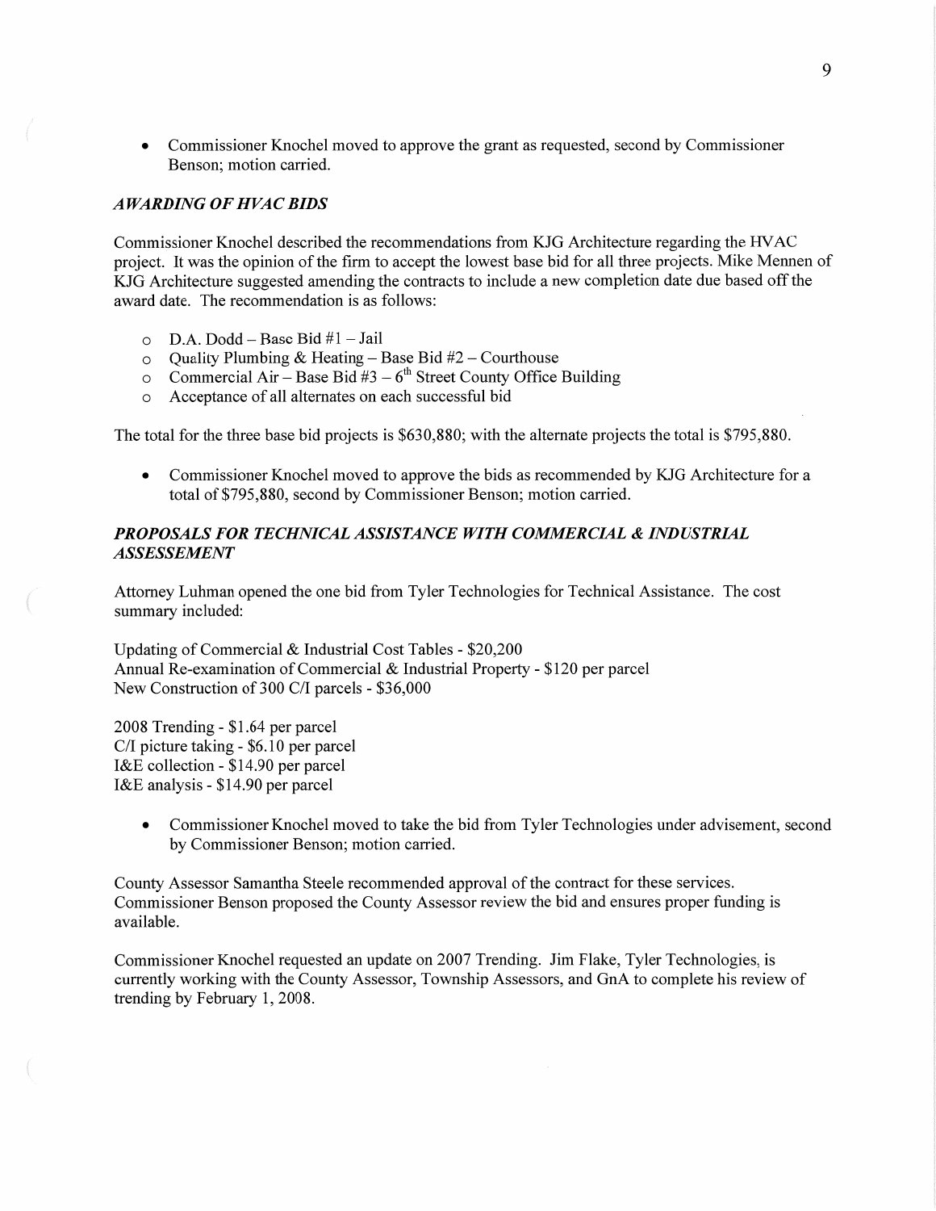- Commissioner Knochel moved to approve the grant as requested, second by Commissioner Benson; motion carried.

### *AWARDING OF HVAC BIDS*

Commissioner Knochel described the recommendations from KJG Architecture regarding the HVAC project. It was the opinion of the firm to accept the lowest base bid for all three projects. Mike Mennen of KJG Architecture suggested amending the contracts to include a new completion date due based off the award date. The recommendation is as follows:

- D.A. Dodd – Base Bid #1 – Jail
- Quality Plumbing & Heating – Base Bid #2 – Courthouse
- Commercial Air – Base Bid #3 – 6th Street County Office Building
- Acceptance of all alternates on each successful bid

The total for the three base bid projects is $630,880; with the alternate projects the total is $795,880.

- Commissioner Knochel moved to approve the bids as recommended by KJG Architecture for a total of $795,880, second by Commissioner Benson; motion carried.

### *PROPOSALS FOR TECHNICAL ASSISTANCE WITH COMMERCIAL & INDUSTRIAL ASSESSEMENT*

Attorney Luhman opened the one bid from Tyler Technologies for Technical Assistance. The cost summary included:

Updating of Commercial & Industrial Cost Tables - $20,200
Annual Re-examination of Commercial & Industrial Property - $120 per parcel
New Construction of 300 C/I parcels - $36,000

2008 Trending - $1.64 per parcel
C/I picture taking - $6.10 per parcel
I&E collection - $14.90 per parcel
I&E analysis - $14.90 per parcel

- Commissioner Knochel moved to take the bid from Tyler Technologies under advisement, second by Commissioner Benson; motion carried.

County Assessor Samantha Steele recommended approval of the contract for these services. Commissioner Benson proposed the County Assessor review the bid and ensures proper funding is available.

Commissioner Knochel requested an update on 2007 Trending. Jim Flake, Tyler Technologies, is currently working with the County Assessor, Township Assessors, and GnA to complete his review of trending by February 1, 2008.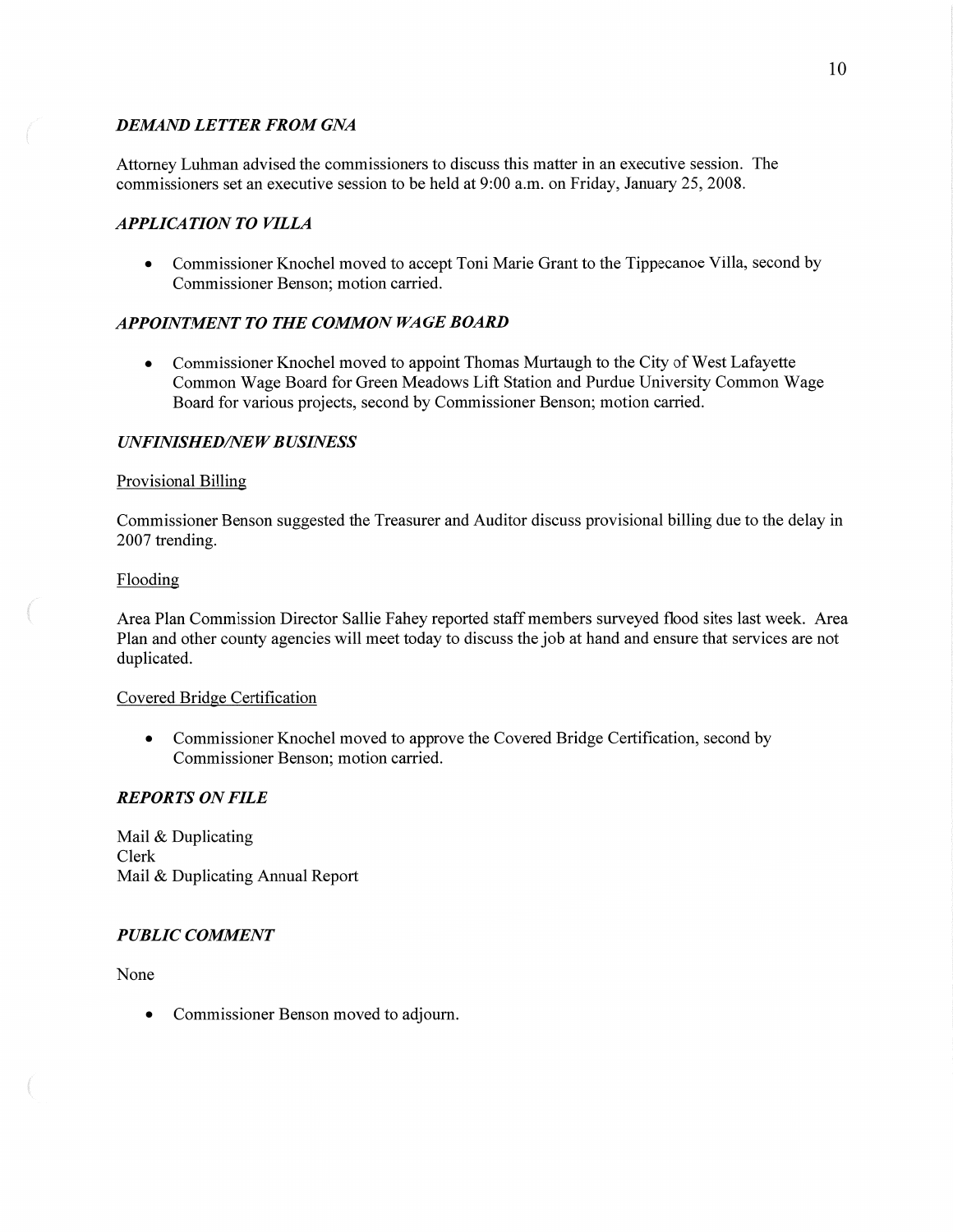### *DEMAND LETTER FROM GNA*

Attorney Luhman advised the commissioners to discuss this matter in an executive session. The commissioners set an executive session to be held at 9:00 a.m. on Friday, January 25, 2008.

### *APPLICATION TO VILLA*

- Commissioner Knochel moved to accept Toni Marie Grant to the Tippecanoe Villa, second by Commissioner Benson; motion carried.

### *APPOINTMENT TO THE COMMON WAGE BOARD*

- Commissioner Knochel moved to appoint Thomas Murtaugh to the City of West Lafayette Common Wage Board for Green Meadows Lift Station and Purdue University Common Wage Board for various projects, second by Commissioner Benson; motion carried.

### *UNFINISHED/NEW BUSINESS*

<u>Provisional Billing</u>

Commissioner Benson suggested the Treasurer and Auditor discuss provisional billing due to the delay in 2007 trending.

<u>Flooding</u>

Area Plan Commission Director Sallie Fahey reported staff members surveyed flood sites last week. Area Plan and other county agencies will meet today to discuss the job at hand and ensure that services are not duplicated.

<u>Covered Bridge Certification</u>

- Commissioner Knochel moved to approve the Covered Bridge Certification, second by Commissioner Benson; motion carried.

### *REPORTS ON FILE*

Mail & Duplicating
Clerk
Mail & Duplicating Annual Report

### *PUBLIC COMMENT*

None

- Commissioner Benson moved to adjourn.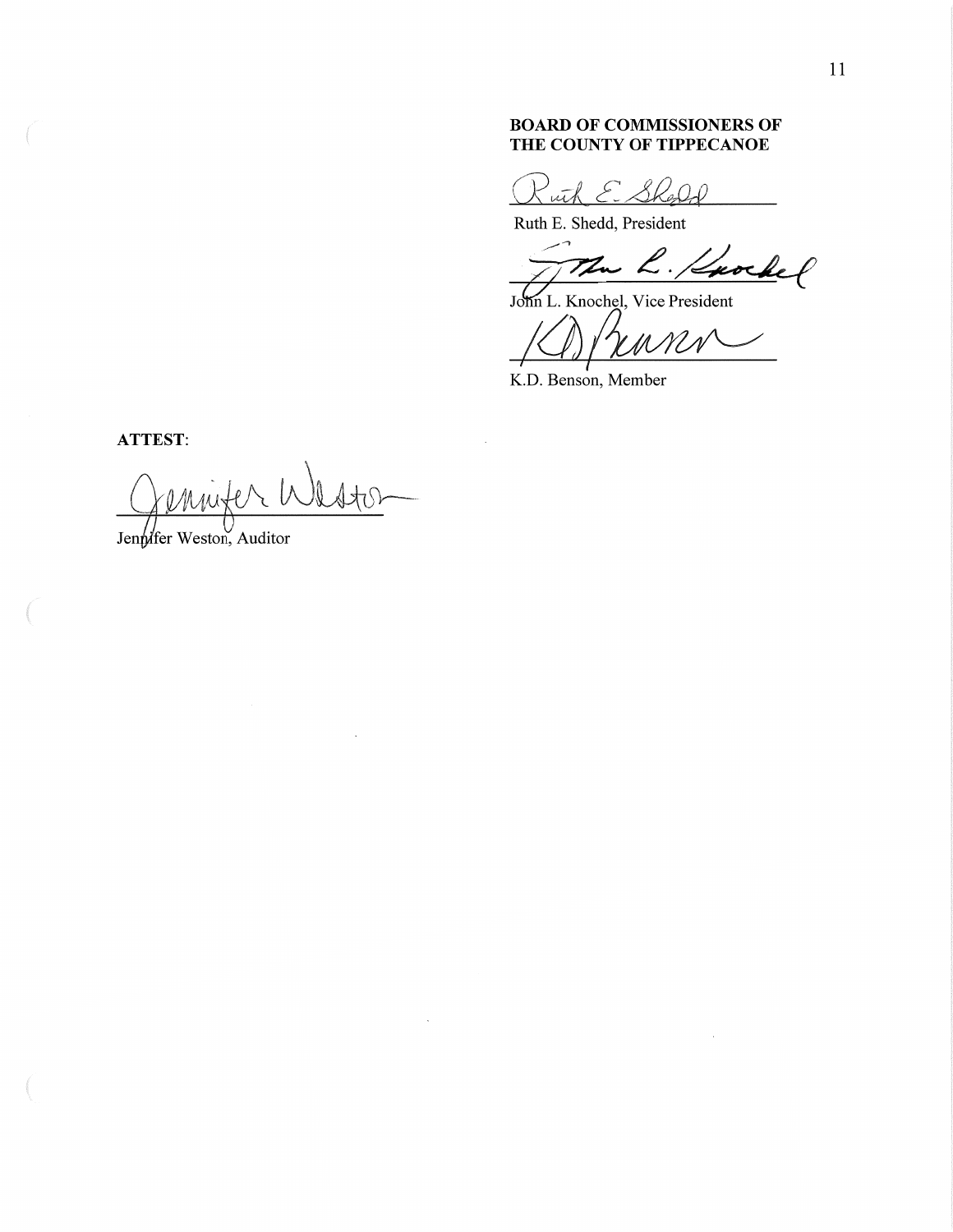**BOARD OF COMMISSIONERS OF THE COUNTY OF TIPPECANOE**

Ruth E. Shedd, President

John L. Knochel, Vice President

K.D. Benson, Member

**ATTEST**:

Jennifer Weston, Auditor